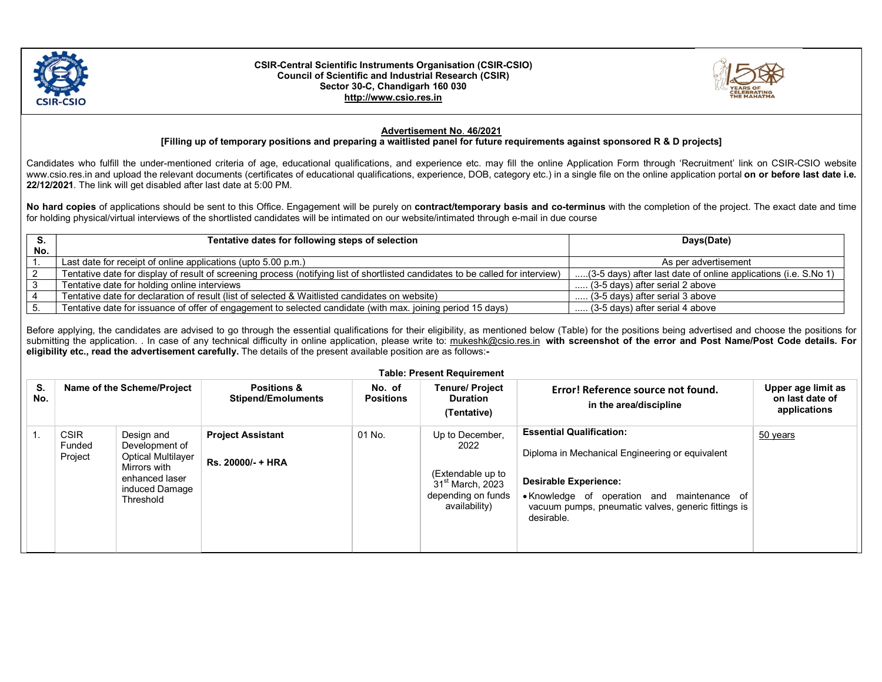**CSIR-Central Scientific Instruments Organisation (CSIR-CSIO)**
**Council of Scientific and Industrial Research (CSIR)**
**Sector 30-C, Chandigarh 160 030**
**http://www.csio.res.in**

## Advertisement No. 46/2021

**[Filling up of temporary positions and preparing a waitlisted panel for future requirements against sponsored R & D projects]**

Candidates who fulfill the under-mentioned criteria of age, educational qualifications, and experience etc. may fill the online Application Form through 'Recruitment' link on CSIR-CSIO website www.csio.res.in and upload the relevant documents (certificates of educational qualifications, experience, DOB, category etc.) in a single file on the online application portal **on or before last date i.e. 22/12/2021**. The link will get disabled after last date at 5:00 PM.

**No hard copies** of applications should be sent to this Office. Engagement will be purely on **contract/temporary basis and co-terminus** with the completion of the project. The exact date and time for holding physical/virtual interviews of the shortlisted candidates will be intimated on our website/intimated through e-mail in due course

| S. No. | Tentative dates for following steps of selection | Days(Date) |
|---|---|---|
| 1. | Last date for receipt of online applications (upto 5.00 p.m.) | As per advertisement |
| 2 | Tentative date for display of result of screening process (notifying list of shortlisted candidates to be called for interview) | .....(3-5 days) after last date of online applications (i.e. S.No 1) |
| 3 | Tentative date for holding online interviews | ..... (3-5 days) after serial 2 above |
| 4 | Tentative date for declaration of result (list of selected & Waitlisted candidates on website) | ..... (3-5 days) after serial 3 above |
| 5. | Tentative date for issuance of offer of engagement to selected candidate (with max. joining period 15 days) | ..... (3-5 days) after serial 4 above |

Before applying, the candidates are advised to go through the essential qualifications for their eligibility, as mentioned below (Table) for the positions being advertised and choose the positions for submitting the application. . In case of any technical difficulty in online application, please write to: mukeshk@csio.res.in **with screenshot of the error and Post Name/Post Code details. For eligibility etc., read the advertisement carefully.** The details of the present available position are as follows:-

**Table: Present Requirement**

| S. No. | Name of the Scheme/Project | | Positions & Stipend/Emoluments | No. of Positions | Tenure/ Project Duration (Tentative) | Error! Reference source not found. in the area/discipline | Upper age limit as on last date of applications |
|---|---|---|---|---|---|---|---|
| 1. | CSIR Funded Project | Design and Development of Optical Multilayer Mirrors with enhanced laser induced Damage Threshold | **Project Assistant**<br><br>**Rs. 20000/- + HRA** | 01 No. | Up to December, 2022<br><br>(Extendable up to 31st March, 2023 depending on funds availability) | **Essential Qualification:**<br><br>Diploma in Mechanical Engineering or equivalent<br><br>**Desirable Experience:**<br><br>• Knowledge of operation and maintenance of vacuum pumps, pneumatic valves, generic fittings is desirable. | 50 years |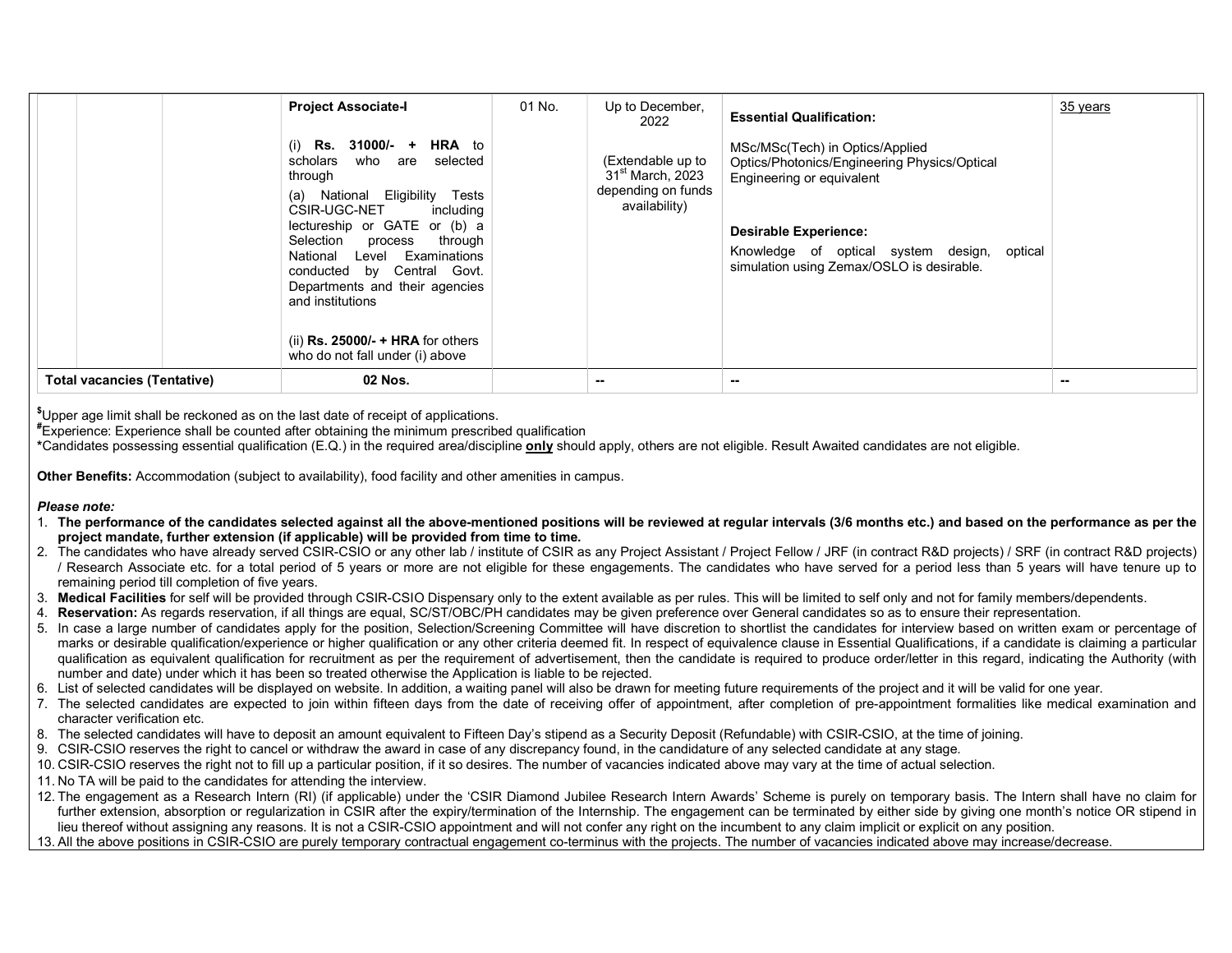| | | | Project Associate-I | 01 No. | Up to December, 2022 | Essential Qualification: | 35 years |
|---|---|---|---|---|---|---|---|
| | | | **Project Associate-I**<br><br>(i) **Rs. 31000/- + HRA** to scholars who are selected through<br>(a) National Eligibility Tests CSIR-UGC-NET including lectureship or GATE or (b) a Selection process through National Level Examinations conducted by Central Govt. Departments and their agencies and institutions<br><br>(ii) **Rs. 25000/- + HRA** for others who do not fall under (i) above | 01 No. | Up to December, 2022<br><br>(Extendable up to 31st March, 2023 depending on funds availability) | **Essential Qualification:**<br>MSc/MSc(Tech) in Optics/Applied Optics/Photonics/Engineering Physics/Optical Engineering or equivalent<br><br>**Desirable Experience:**<br>Knowledge of optical system design, optical simulation using Zemax/OSLO is desirable. | 35 years |
| **Total vacancies (Tentative)** | | | **02 Nos.** | | -- | -- | -- |

$Upper age limit shall be reckoned as on the last date of receipt of applications.
#Experience: Experience shall be counted after obtaining the minimum prescribed qualification
*Candidates possessing essential qualification (E.Q.) in the required area/discipline **only** should apply, others are not eligible. Result Awaited candidates are not eligible.

**Other Benefits:** Accommodation (subject to availability), food facility and other amenities in campus.

***Please note:***

1. **The performance of the candidates selected against all the above-mentioned positions will be reviewed at regular intervals (3/6 months etc.) and based on the performance as per the project mandate, further extension (if applicable) will be provided from time to time.**
2. The candidates who have already served CSIR-CSIO or any other lab / institute of CSIR as any Project Assistant / Project Fellow / JRF (in contract R&D projects) / SRF (in contract R&D projects) / Research Associate etc. for a total period of 5 years or more are not eligible for these engagements. The candidates who have served for a period less than 5 years will have tenure up to remaining period till completion of five years.
3. **Medical Facilities** for self will be provided through CSIR-CSIO Dispensary only to the extent available as per rules. This will be limited to self only and not for family members/dependents.
4. **Reservation:** As regards reservation, if all things are equal, SC/ST/OBC/PH candidates may be given preference over General candidates so as to ensure their representation.
5. In case a large number of candidates apply for the position, Selection/Screening Committee will have discretion to shortlist the candidates for interview based on written exam or percentage of marks or desirable qualification/experience or higher qualification or any other criteria deemed fit. In respect of equivalence clause in Essential Qualifications, if a candidate is claiming a particular qualification as equivalent qualification for recruitment as per the requirement of advertisement, then the candidate is required to produce order/letter in this regard, indicating the Authority (with number and date) under which it has been so treated otherwise the Application is liable to be rejected.
6. List of selected candidates will be displayed on website. In addition, a waiting panel will also be drawn for meeting future requirements of the project and it will be valid for one year.
7. The selected candidates are expected to join within fifteen days from the date of receiving offer of appointment, after completion of pre-appointment formalities like medical examination and character verification etc.
8. The selected candidates will have to deposit an amount equivalent to Fifteen Day's stipend as a Security Deposit (Refundable) with CSIR-CSIO, at the time of joining.
9. CSIR-CSIO reserves the right to cancel or withdraw the award in case of any discrepancy found, in the candidature of any selected candidate at any stage.
10. CSIR-CSIO reserves the right not to fill up a particular position, if it so desires. The number of vacancies indicated above may vary at the time of actual selection.
11. No TA will be paid to the candidates for attending the interview.
12. The engagement as a Research Intern (RI) (if applicable) under the 'CSIR Diamond Jubilee Research Intern Awards' Scheme is purely on temporary basis. The Intern shall have no claim for further extension, absorption or regularization in CSIR after the expiry/termination of the Internship. The engagement can be terminated by either side by giving one month's notice OR stipend in lieu thereof without assigning any reasons. It is not a CSIR-CSIO appointment and will not confer any right on the incumbent to any claim implicit or explicit on any position.
13. All the above positions in CSIR-CSIO are purely temporary contractual engagement co-terminus with the projects. The number of vacancies indicated above may increase/decrease.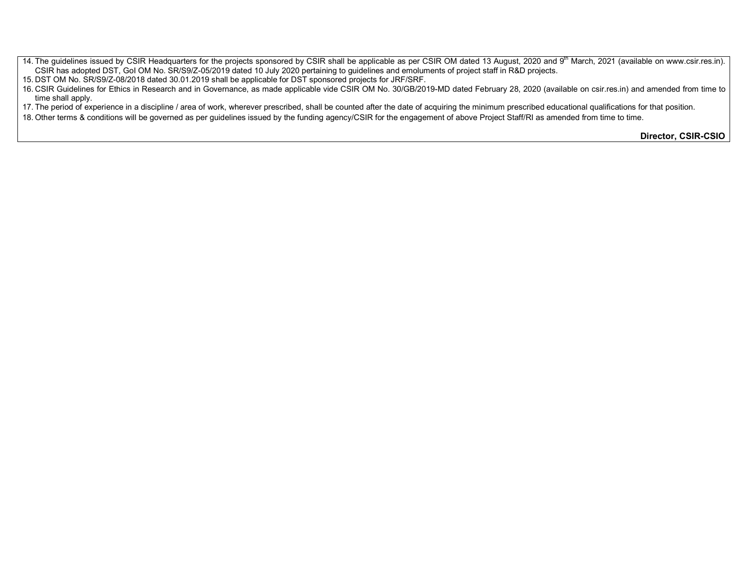14. The guidelines issued by CSIR Headquarters for the projects sponsored by CSIR shall be applicable as per CSIR OM dated 13 August, 2020 and 9th March, 2021 (available on www.csir.res.in). CSIR has adopted DST, GoI OM No. SR/S9/Z-05/2019 dated 10 July 2020 pertaining to guidelines and emoluments of project staff in R&D projects.
15. DST OM No. SR/S9/Z-08/2018 dated 30.01.2019 shall be applicable for DST sponsored projects for JRF/SRF.
16. CSIR Guidelines for Ethics in Research and in Governance, as made applicable vide CSIR OM No. 30/GB/2019-MD dated February 28, 2020 (available on csir.res.in) and amended from time to time shall apply.
17. The period of experience in a discipline / area of work, wherever prescribed, shall be counted after the date of acquiring the minimum prescribed educational qualifications for that position.
18. Other terms & conditions will be governed as per guidelines issued by the funding agency/CSIR for the engagement of above Project Staff/RI as amended from time to time.

**Director, CSIR-CSIO**